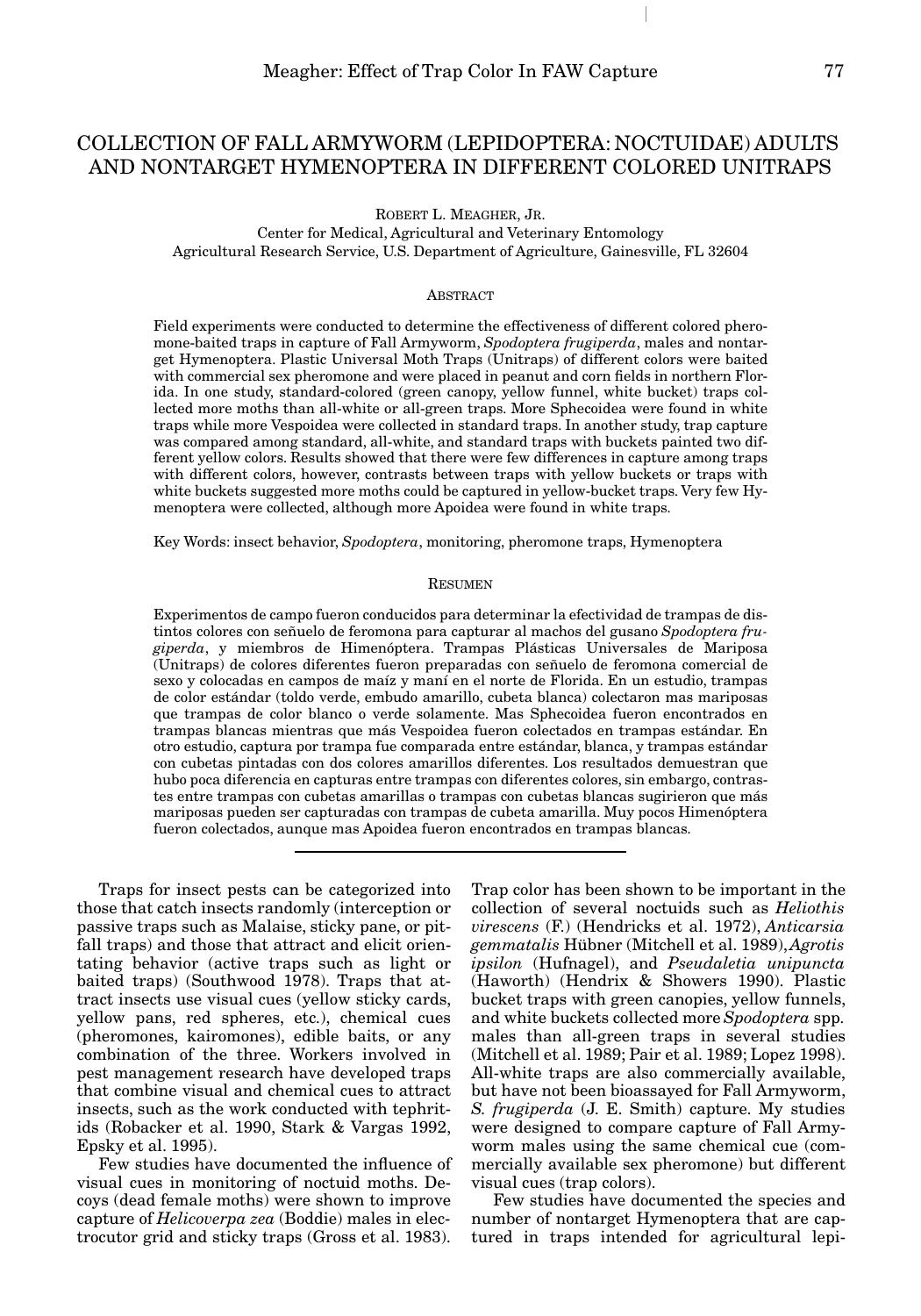# COLLECTION OF FALL ARMYWORM (LEPIDOPTERA: NOCTUIDAE) ADULTS AND NONTARGET HYMENOPTERA IN DIFFERENT COLORED UNITRAPS

ROBERT L. MEAGHER, JR.
Center for Medical, Agricultural and Veterinary Entomology
Agricultural Research Service, U.S. Department of Agriculture, Gainesville, FL 32604

## ABSTRACT

Field experiments were conducted to determine the effectiveness of different colored pheromone-baited traps in capture of Fall Armyworm, *Spodoptera frugiperda*, males and nontarget Hymenoptera. Plastic Universal Moth Traps (Unitraps) of different colors were baited with commercial sex pheromone and were placed in peanut and corn fields in northern Florida. In one study, standard-colored (green canopy, yellow funnel, white bucket) traps collected more moths than all-white or all-green traps. More Sphecoidea were found in white traps while more Vespoidea were collected in standard traps. In another study, trap capture was compared among standard, all-white, and standard traps with buckets painted two different yellow colors. Results showed that there were few differences in capture among traps with different colors, however, contrasts between traps with yellow buckets or traps with white buckets suggested more moths could be captured in yellow-bucket traps. Very few Hymenoptera were collected, although more Apoidea were found in white traps.

Key Words: insect behavior, *Spodoptera*, monitoring, pheromone traps, Hymenoptera

## RESUMEN

Experimentos de campo fueron conducidos para determinar la efectividad de trampas de distintos colores con señuelo de feromona para capturar al machos del gusano *Spodoptera frugiperda*, y miembros de Himenóptera. Trampas Plásticas Universales de Mariposa (Unitraps) de colores diferentes fueron preparadas con señuelo de feromona comercial de sexo y colocadas en campos de maíz y maní en el norte de Florida. En un estudio, trampas de color estándar (toldo verde, embudo amarillo, cubeta blanca) colectaron mas mariposas que trampas de color blanco o verde solamente. Mas Sphecoidea fueron encontrados en trampas blancas mientras que más Vespoidea fueron colectados en trampas estándar. En otro estudio, captura por trampa fue comparada entre estándar, blanca, y trampas estándar con cubetas pintadas con dos colores amarillos diferentes. Los resultados demuestran que hubo poca diferencia en capturas entre trampas con diferentes colores, sin embargo, contrastes entre trampas con cubetas amarillas o trampas con cubetas blancas sugirieron que más mariposas pueden ser capturadas con trampas de cubeta amarilla. Muy pocos Himenóptera fueron colectados, aunque mas Apoidea fueron encontrados en trampas blancas.

---

Traps for insect pests can be categorized into those that catch insects randomly (interception or passive traps such as Malaise, sticky pane, or pitfall traps) and those that attract and elicit orientating behavior (active traps such as light or baited traps) (Southwood 1978). Traps that attract insects use visual cues (yellow sticky cards, yellow pans, red spheres, etc.), chemical cues (pheromones, kairomones), edible baits, or any combination of the three. Workers involved in pest management research have developed traps that combine visual and chemical cues to attract insects, such as the work conducted with tephritids (Robacker et al. 1990, Stark & Vargas 1992, Epsky et al. 1995).

Few studies have documented the influence of visual cues in monitoring of noctuid moths. Decoys (dead female moths) were shown to improve capture of *Helicoverpa zea* (Boddie) males in electrocutor grid and sticky traps (Gross et al. 1983). Trap color has been shown to be important in the collection of several noctuids such as *Heliothis virescens* (F.) (Hendricks et al. 1972), *Anticarsia gemmatalis* Hübner (Mitchell et al. 1989), *Agrotis ipsilon* (Hufnagel), and *Pseudaletia unipuncta* (Haworth) (Hendrix & Showers 1990). Plastic bucket traps with green canopies, yellow funnels, and white buckets collected more *Spodoptera* spp. males than all-green traps in several studies (Mitchell et al. 1989; Pair et al. 1989; Lopez 1998). All-white traps are also commercially available, but have not been bioassayed for Fall Armyworm, *S. frugiperda* (J. E. Smith) capture. My studies were designed to compare capture of Fall Armyworm males using the same chemical cue (commercially available sex pheromone) but different visual cues (trap colors).

Few studies have documented the species and number of nontarget Hymenoptera that are captured in traps intended for agricultural lepi-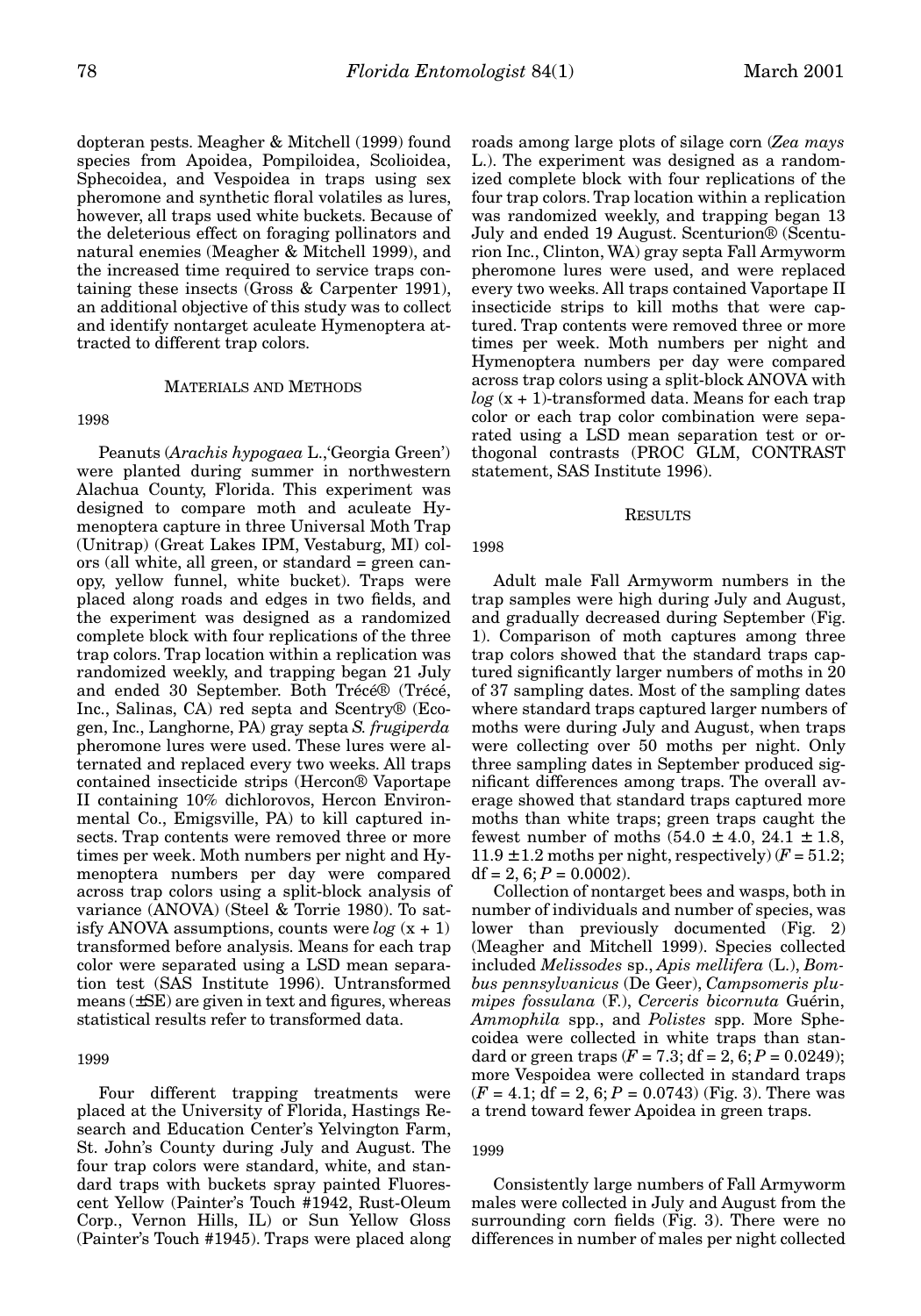dopteran pests. Meagher & Mitchell (1999) found species from Apoidea, Pompiloidea, Scolioidea, Sphecoidea, and Vespoidea in traps using sex pheromone and synthetic floral volatiles as lures, however, all traps used white buckets. Because of the deleterious effect on foraging pollinators and natural enemies (Meagher & Mitchell 1999), and the increased time required to service traps containing these insects (Gross & Carpenter 1991), an additional objective of this study was to collect and identify nontarget aculeate Hymenoptera attracted to different trap colors.

## MATERIALS AND METHODS

### 1998

Peanuts (*Arachis hypogaea* L.,'Georgia Green') were planted during summer in northwestern Alachua County, Florida. This experiment was designed to compare moth and aculeate Hymenoptera capture in three Universal Moth Trap (Unitrap) (Great Lakes IPM, Vestaburg, MI) colors (all white, all green, or standard = green canopy, yellow funnel, white bucket). Traps were placed along roads and edges in two fields, and the experiment was designed as a randomized complete block with four replications of the three trap colors. Trap location within a replication was randomized weekly, and trapping began 21 July and ended 30 September. Both Trécé® (Trécé, Inc., Salinas, CA) red septa and Scentry® (Ecogen, Inc., Langhorne, PA) gray septa *S. frugiperda* pheromone lures were used. These lures were alternated and replaced every two weeks. All traps contained insecticide strips (Hercon® Vaportape II containing 10% dichlorovos, Hercon Environmental Co., Emigsville, PA) to kill captured insects. Trap contents were removed three or more times per week. Moth numbers per night and Hymenoptera numbers per day were compared across trap colors using a split-block analysis of variance (ANOVA) (Steel & Torrie 1980). To satisfy ANOVA assumptions, counts were *log* (x + 1) transformed before analysis. Means for each trap color were separated using a LSD mean separation test (SAS Institute 1996). Untransformed means (±SE) are given in text and figures, whereas statistical results refer to transformed data.

### 1999

Four different trapping treatments were placed at the University of Florida, Hastings Research and Education Center's Yelvington Farm, St. John's County during July and August. The four trap colors were standard, white, and standard traps with buckets spray painted Fluorescent Yellow (Painter's Touch #1942, Rust-Oleum Corp., Vernon Hills, IL) or Sun Yellow Gloss (Painter's Touch #1945). Traps were placed along roads among large plots of silage corn (*Zea mays* L.). The experiment was designed as a randomized complete block with four replications of the four trap colors. Trap location within a replication was randomized weekly, and trapping began 13 July and ended 19 August. Scenturion® (Scenturion Inc., Clinton, WA) gray septa Fall Armyworm pheromone lures were used, and were replaced every two weeks. All traps contained Vaportape II insecticide strips to kill moths that were captured. Trap contents were removed three or more times per week. Moth numbers per night and Hymenoptera numbers per day were compared across trap colors using a split-block ANOVA with *log* (x + 1)-transformed data. Means for each trap color or each trap color combination were separated using a LSD mean separation test or orthogonal contrasts (PROC GLM, CONTRAST statement, SAS Institute 1996).

## RESULTS

### 1998

Adult male Fall Armyworm numbers in the trap samples were high during July and August, and gradually decreased during September (Fig. 1). Comparison of moth captures among three trap colors showed that the standard traps captured significantly larger numbers of moths in 20 of 37 sampling dates. Most of the sampling dates where standard traps captured larger numbers of moths were during July and August, when traps were collecting over 50 moths per night. Only three sampling dates in September produced significant differences among traps. The overall average showed that standard traps captured more moths than white traps; green traps caught the fewest number of moths (54.0 ± 4.0, 24.1 ± 1.8, 11.9 ± 1.2 moths per night, respectively) ($F = 51.2$; df = 2, 6; $P = 0.0002$).

Collection of nontarget bees and wasps, both in number of individuals and number of species, was lower than previously documented (Fig. 2) (Meagher and Mitchell 1999). Species collected included *Melissodes* sp., *Apis mellifera* (L.), *Bombus pennsylvanicus* (De Geer), *Campsomeris plumipes fossulana* (F.), *Cerceris bicornuta* Guérin, *Ammophila* spp., and *Polistes* spp. More Sphecoidea were collected in white traps than standard or green traps ($F = 7.3$; df = 2, 6; $P = 0.0249$); more Vespoidea were collected in standard traps ($F = 4.1$; df = 2, 6; $P = 0.0743$) (Fig. 3). There was a trend toward fewer Apoidea in green traps.

### 1999

Consistently large numbers of Fall Armyworm males were collected in July and August from the surrounding corn fields (Fig. 3). There were no differences in number of males per night collected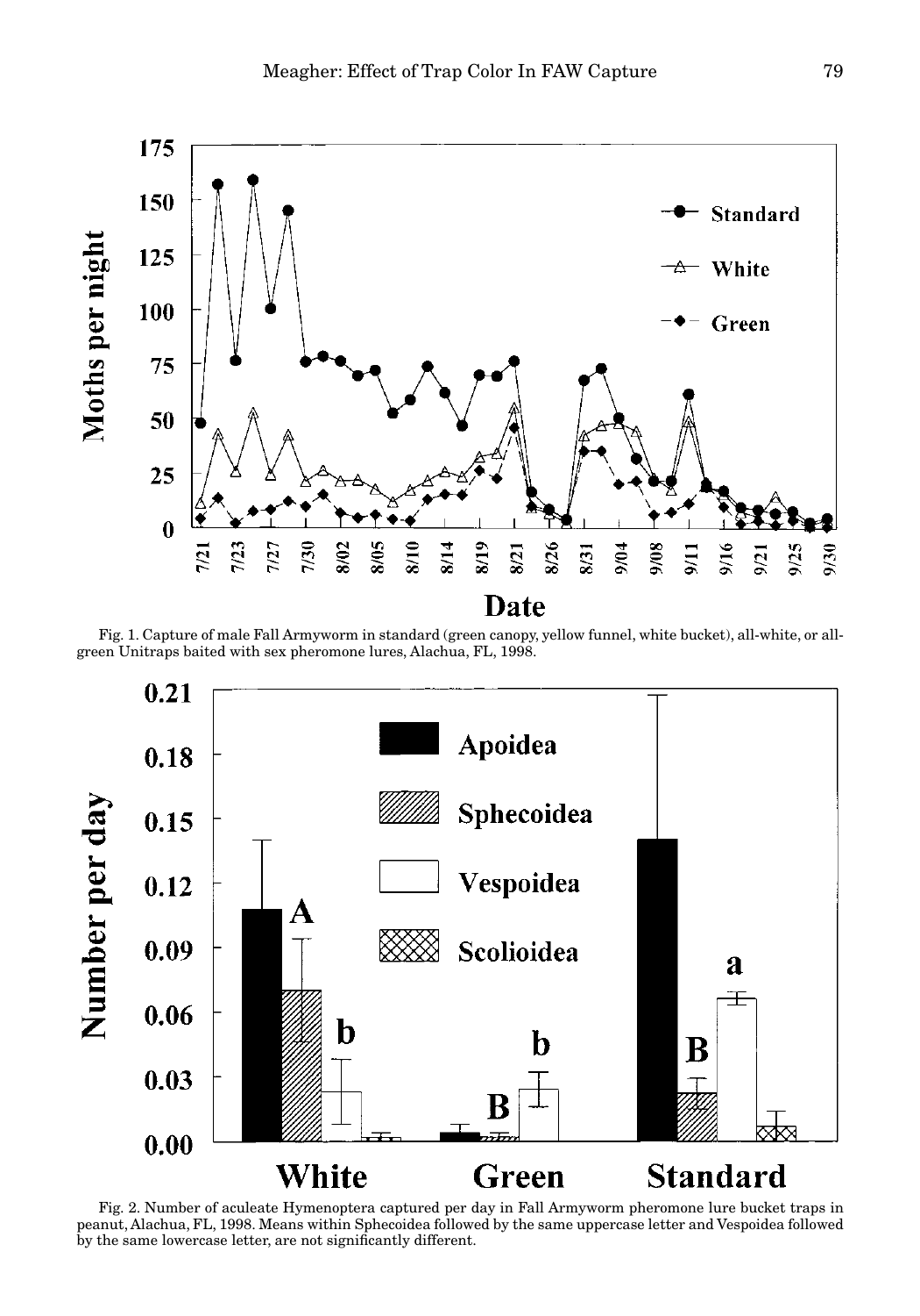Fig. 1. Capture of male Fall Armyworm in standard (green canopy, yellow funnel, white bucket), all-white, or all-green Unitraps baited with sex pheromone lures, Alachua, FL, 1998.

Fig. 2. Number of aculeate Hymenoptera captured per day in Fall Armyworm pheromone lure bucket traps in peanut, Alachua, FL, 1998. Means within Sphecoidea followed by the same uppercase letter and Vespoidea followed by the same lowercase letter, are not significantly different.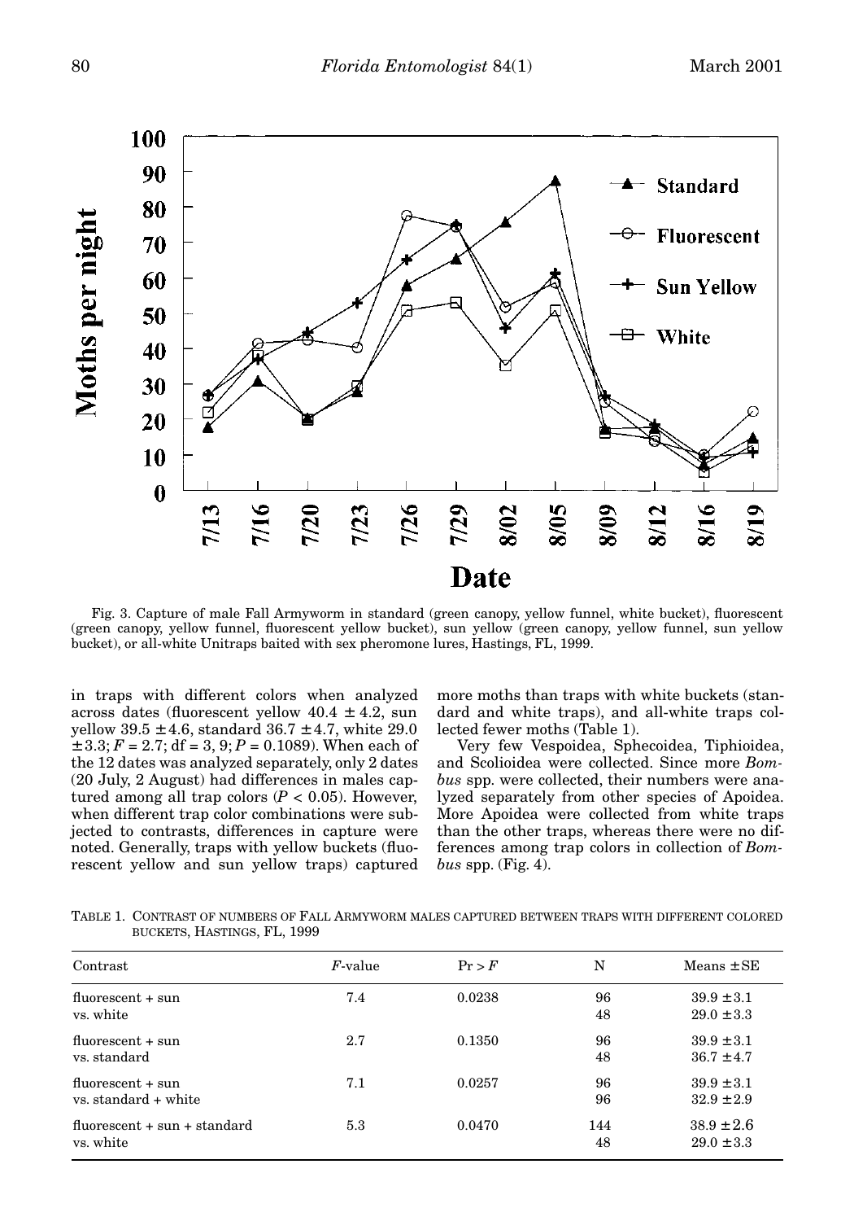Fig. 3. Capture of male Fall Armyworm in standard (green canopy, yellow funnel, white bucket), fluorescent (green canopy, yellow funnel, fluorescent yellow bucket), sun yellow (green canopy, yellow funnel, sun yellow bucket), or all-white Unitraps baited with sex pheromone lures, Hastings, FL, 1999.

in traps with different colors when analyzed across dates (fluorescent yellow 40.4 ± 4.2, sun yellow 39.5 ± 4.6, standard 36.7 ± 4.7, white 29.0 ± 3.3; $F = 2.7$; df = 3, 9; $P = 0.1089$). When each of the 12 dates was analyzed separately, only 2 dates (20 July, 2 August) had differences in males captured among all trap colors ($P < 0.05$). However, when different trap color combinations were subjected to contrasts, differences in capture were noted. Generally, traps with yellow buckets (fluorescent yellow and sun yellow traps) captured more moths than traps with white buckets (standard and white traps), and all-white traps collected fewer moths (Table 1).

Very few Vespoidea, Sphecoidea, Tiphioidea, and Scolioidea were collected. Since more *Bombus* spp. were collected, their numbers were analyzed separately from other species of Apoidea. More Apoidea were collected from white traps than the other traps, whereas there were no differences among trap colors in collection of *Bombus* spp. (Fig. 4).

TABLE 1. CONTRAST OF NUMBERS OF FALL ARMYWORM MALES CAPTURED BETWEEN TRAPS WITH DIFFERENT COLORED BUCKETS, HASTINGS, FL, 1999

| Contrast | $F$-value | $Pr > F$ | N | Means ± SE |
|---|---|---|---|---|
| fluorescent + sun | 7.4 | 0.0238 | 96 | 39.9 ± 3.1 |
| vs. white | | | 48 | 29.0 ± 3.3 |
| fluorescent + sun | 2.7 | 0.1350 | 96 | 39.9 ± 3.1 |
| vs. standard | | | 48 | 36.7 ± 4.7 |
| fluorescent + sun | 7.1 | 0.0257 | 96 | 39.9 ± 3.1 |
| vs. standard + white | | | 96 | 32.9 ± 2.9 |
| fluorescent + sun + standard | 5.3 | 0.0470 | 144 | 38.9 ± 2.6 |
| vs. white | | | 48 | 29.0 ± 3.3 |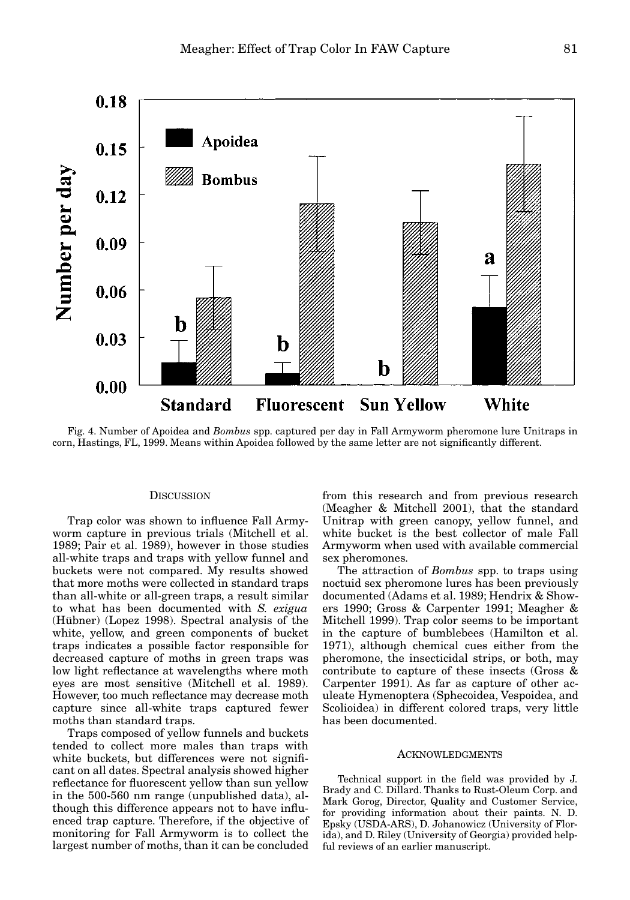Fig. 4. Number of Apoidea and *Bombus* spp. captured per day in Fall Armyworm pheromone lure Unitraps in corn, Hastings, FL, 1999. Means within Apoidea followed by the same letter are not significantly different.

## Discussion

Trap color was shown to influence Fall Armyworm capture in previous trials (Mitchell et al. 1989; Pair et al. 1989), however in those studies all-white traps and traps with yellow funnel and buckets were not compared. My results showed that more moths were collected in standard traps than all-white or all-green traps, a result similar to what has been documented with *S. exigua* (Hübner) (Lopez 1998). Spectral analysis of the white, yellow, and green components of bucket traps indicates a possible factor responsible for decreased capture of moths in green traps was low light reflectance at wavelengths where moth eyes are most sensitive (Mitchell et al. 1989). However, too much reflectance may decrease moth capture since all-white traps captured fewer moths than standard traps.

Traps composed of yellow funnels and buckets tended to collect more males than traps with white buckets, but differences were not significant on all dates. Spectral analysis showed higher reflectance for fluorescent yellow than sun yellow in the 500-560 nm range (unpublished data), although this difference appears not to have influenced trap capture. Therefore, if the objective of monitoring for Fall Armyworm is to collect the largest number of moths, than it can be concluded from this research and from previous research (Meagher & Mitchell 2001), that the standard Unitrap with green canopy, yellow funnel, and white bucket is the best collector of male Fall Armyworm when used with available commercial sex pheromones.

The attraction of *Bombus* spp. to traps using noctuid sex pheromone lures has been previously documented (Adams et al. 1989; Hendrix & Showers 1990; Gross & Carpenter 1991; Meagher & Mitchell 1999). Trap color seems to be important in the capture of bumblebees (Hamilton et al. 1971), although chemical cues either from the pheromone, the insecticidal strips, or both, may contribute to capture of these insects (Gross & Carpenter 1991). As far as capture of other aculeate Hymenoptera (Sphecoidea, Vespoidea, and Scolioidea) in different colored traps, very little has been documented.

## Acknowledgments

Technical support in the field was provided by J. Brady and C. Dillard. Thanks to Rust-Oleum Corp. and Mark Gorog, Director, Quality and Customer Service, for providing information about their paints. N. D. Epsky (USDA-ARS), D. Johanowicz (University of Florida), and D. Riley (University of Georgia) provided helpful reviews of an earlier manuscript.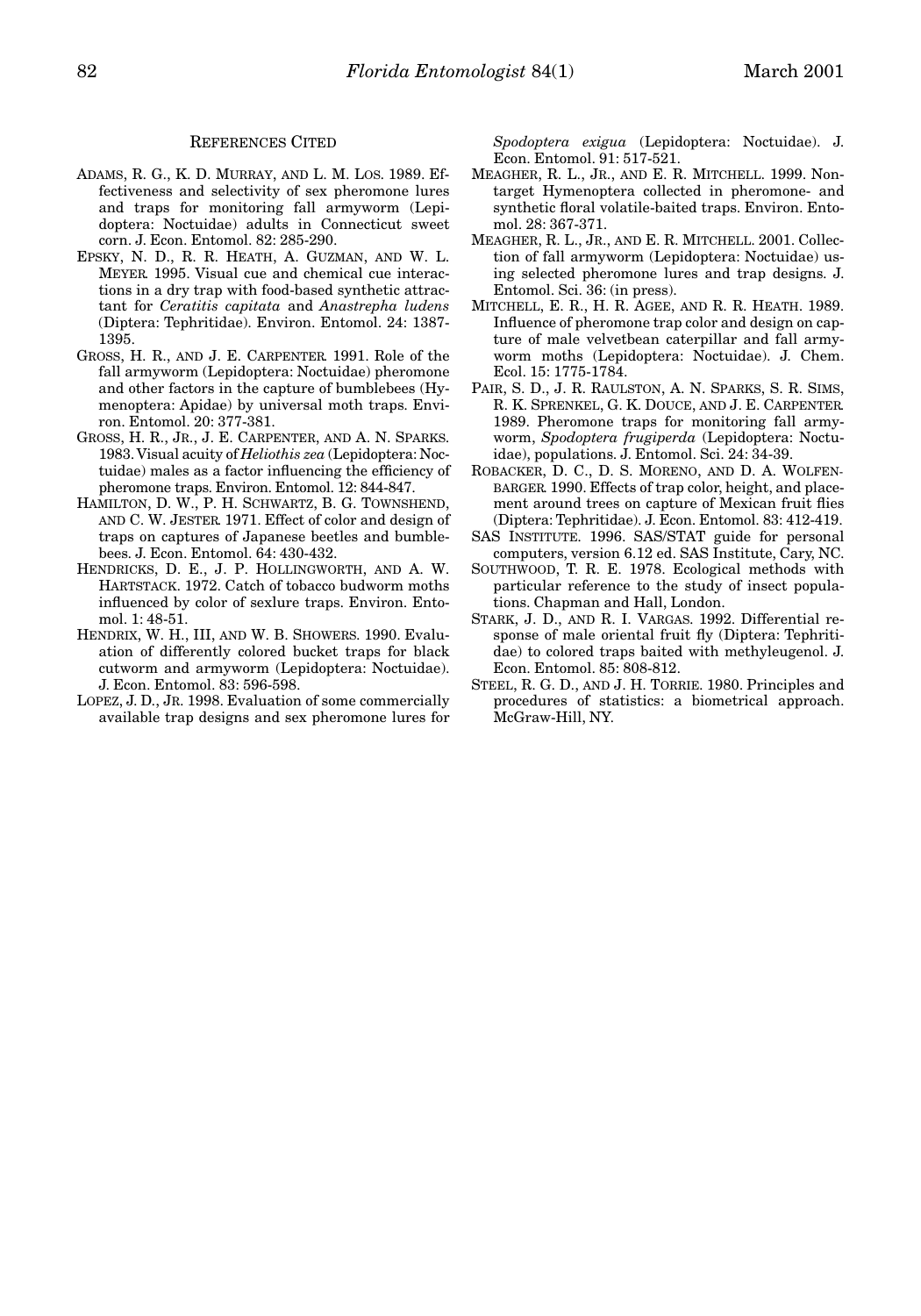## References Cited

ADAMS, R. G., K. D. MURRAY, AND L. M. LOS. 1989. Effectiveness and selectivity of sex pheromone lures and traps for monitoring fall armyworm (Lepidoptera: Noctuidae) adults in Connecticut sweet corn. J. Econ. Entomol. 82: 285-290.

EPSKY, N. D., R. R. HEATH, A. GUZMAN, AND W. L. MEYER. 1995. Visual cue and chemical cue interactions in a dry trap with food-based synthetic attractant for *Ceratitis capitata* and *Anastrepha ludens* (Diptera: Tephritidae). Environ. Entomol. 24: 1387-1395.

GROSS, H. R., AND J. E. CARPENTER. 1991. Role of the fall armyworm (Lepidoptera: Noctuidae) pheromone and other factors in the capture of bumblebees (Hymenoptera: Apidae) by universal moth traps. Environ. Entomol. 20: 377-381.

GROSS, H. R., JR., J. E. CARPENTER, AND A. N. SPARKS. 1983. Visual acuity of *Heliothis zea* (Lepidoptera: Noctuidae) males as a factor influencing the efficiency of pheromone traps. Environ. Entomol. 12: 844-847.

HAMILTON, D. W., P. H. SCHWARTZ, B. G. TOWNSHEND, AND C. W. JESTER. 1971. Effect of color and design of traps on captures of Japanese beetles and bumblebees. J. Econ. Entomol. 64: 430-432.

HENDRICKS, D. E., J. P. HOLLINGWORTH, AND A. W. HARTSTACK. 1972. Catch of tobacco budworm moths influenced by color of sexlure traps. Environ. Entomol. 1: 48-51.

HENDRIX, W. H., III, AND W. B. SHOWERS. 1990. Evaluation of differently colored bucket traps for black cutworm and armyworm (Lepidoptera: Noctuidae). J. Econ. Entomol. 83: 596-598.

LOPEZ, J. D., JR. 1998. Evaluation of some commercially available trap designs and sex pheromone lures for *Spodoptera exigua* (Lepidoptera: Noctuidae). J. Econ. Entomol. 91: 517-521.

MEAGHER, R. L., JR., AND E. R. MITCHELL. 1999. Nontarget Hymenoptera collected in pheromone- and synthetic floral volatile-baited traps. Environ. Entomol. 28: 367-371.

MEAGHER, R. L., JR., AND E. R. MITCHELL. 2001. Collection of fall armyworm (Lepidoptera: Noctuidae) using selected pheromone lures and trap designs. J. Entomol. Sci. 36: (in press).

MITCHELL, E. R., H. R. AGEE, AND R. R. HEATH. 1989. Influence of pheromone trap color and design on capture of male velvetbean caterpillar and fall armyworm moths (Lepidoptera: Noctuidae). J. Chem. Ecol. 15: 1775-1784.

PAIR, S. D., J. R. RAULSTON, A. N. SPARKS, S. R. SIMS, R. K. SPRENKEL, G. K. DOUCE, AND J. E. CARPENTER. 1989. Pheromone traps for monitoring fall armyworm, *Spodoptera frugiperda* (Lepidoptera: Noctuidae), populations. J. Entomol. Sci. 24: 34-39.

ROBACKER, D. C., D. S. MORENO, AND D. A. WOLFENBARGER. 1990. Effects of trap color, height, and placement around trees on capture of Mexican fruit flies (Diptera: Tephritidae). J. Econ. Entomol. 83: 412-419.

SAS INSTITUTE. 1996. SAS/STAT guide for personal computers, version 6.12 ed. SAS Institute, Cary, NC.

SOUTHWOOD, T. R. E. 1978. Ecological methods with particular reference to the study of insect populations. Chapman and Hall, London.

STARK, J. D., AND R. I. VARGAS. 1992. Differential response of male oriental fruit fly (Diptera: Tephritidae) to colored traps baited with methyleugenol. J. Econ. Entomol. 85: 808-812.

STEEL, R. G. D., AND J. H. TORRIE. 1980. Principles and procedures of statistics: a biometrical approach. McGraw-Hill, NY.